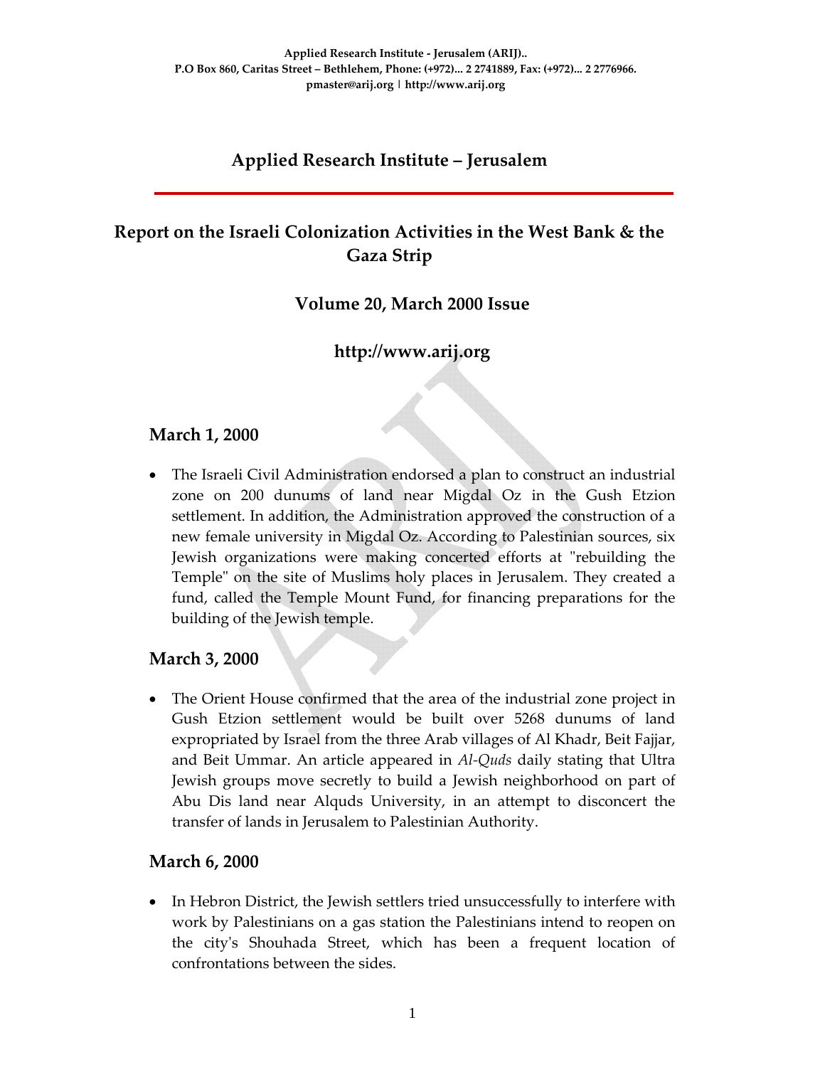Applied Research Institute - Jerusalem (ARIJ)..
P.O Box 860, Caritas Street – Bethlehem, Phone: (+972)... 2 2741889, Fax: (+972)... 2 2776966.
pmaster@arij.org | http://www.arij.org

# Applied Research Institute – Jerusalem

## Report on the Israeli Colonization Activities in the West Bank & the Gaza Strip

### Volume 20, March 2000 Issue

### http://www.arij.org

## March 1, 2000

- The Israeli Civil Administration endorsed a plan to construct an industrial zone on 200 dunums of land near Migdal Oz in the Gush Etzion settlement. In addition, the Administration approved the construction of a new female university in Migdal Oz. According to Palestinian sources, six Jewish organizations were making concerted efforts at "rebuilding the Temple" on the site of Muslims holy places in Jerusalem. They created a fund, called the Temple Mount Fund, for financing preparations for the building of the Jewish temple.

## March 3, 2000

- The Orient House confirmed that the area of the industrial zone project in Gush Etzion settlement would be built over 5268 dunums of land expropriated by Israel from the three Arab villages of Al Khadr, Beit Fajjar, and Beit Ummar. An article appeared in *Al-Quds* daily stating that Ultra Jewish groups move secretly to build a Jewish neighborhood on part of Abu Dis land near Alquds University, in an attempt to disconcert the transfer of lands in Jerusalem to Palestinian Authority.

## March 6, 2000

- In Hebron District, the Jewish settlers tried unsuccessfully to interfere with work by Palestinians on a gas station the Palestinians intend to reopen on the city's Shouhada Street, which has been a frequent location of confrontations between the sides.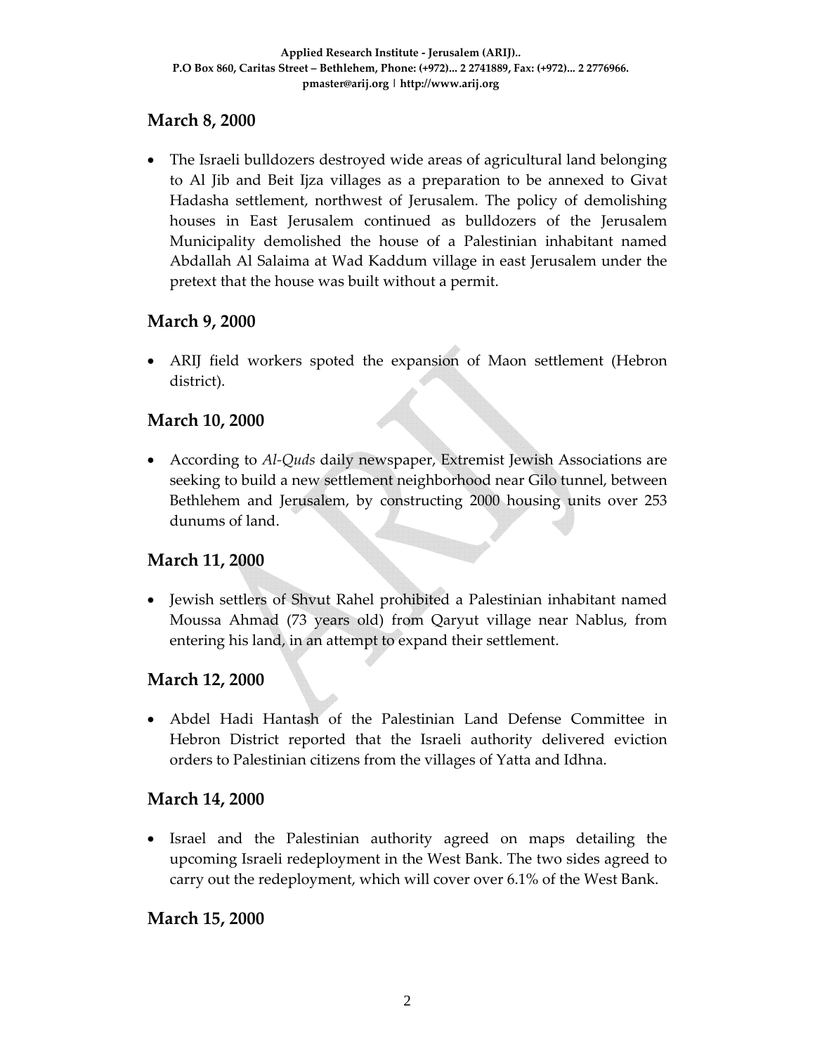## March 8, 2000

- The Israeli bulldozers destroyed wide areas of agricultural land belonging to Al Jib and Beit Ijza villages as a preparation to be annexed to Givat Hadasha settlement, northwest of Jerusalem. The policy of demolishing houses in East Jerusalem continued as bulldozers of the Jerusalem Municipality demolished the house of a Palestinian inhabitant named Abdallah Al Salaima at Wad Kaddum village in east Jerusalem under the pretext that the house was built without a permit.

## March 9, 2000

- ARIJ field workers spoted the expansion of Maon settlement (Hebron district).

## March 10, 2000

- According to *Al-Quds* daily newspaper, Extremist Jewish Associations are seeking to build a new settlement neighborhood near Gilo tunnel, between Bethlehem and Jerusalem, by constructing 2000 housing units over 253 dunums of land.

## March 11, 2000

- Jewish settlers of Shvut Rahel prohibited a Palestinian inhabitant named Moussa Ahmad (73 years old) from Qaryut village near Nablus, from entering his land, in an attempt to expand their settlement.

## March 12, 2000

- Abdel Hadi Hantash of the Palestinian Land Defense Committee in Hebron District reported that the Israeli authority delivered eviction orders to Palestinian citizens from the villages of Yatta and Idhna.

## March 14, 2000

- Israel and the Palestinian authority agreed on maps detailing the upcoming Israeli redeployment in the West Bank. The two sides agreed to carry out the redeployment, which will cover over 6.1% of the West Bank.

## March 15, 2000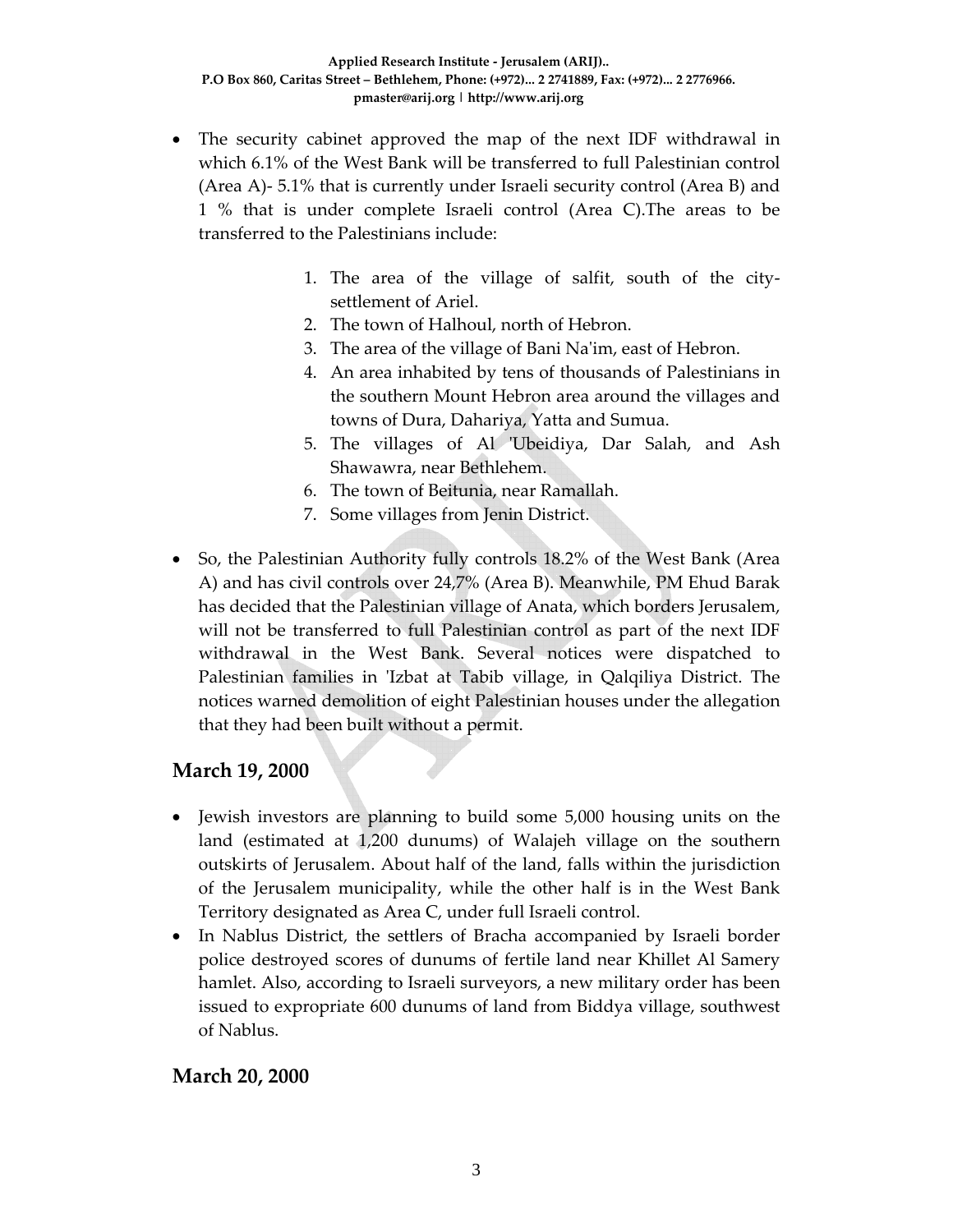- The security cabinet approved the map of the next IDF withdrawal in which 6.1% of the West Bank will be transferred to full Palestinian control (Area A)- 5.1% that is currently under Israeli security control (Area B) and 1 % that is under complete Israeli control (Area C).The areas to be transferred to the Palestinians include:

  1. The area of the village of salfit, south of the city-settlement of Ariel.
  2. The town of Halhoul, north of Hebron.
  3. The area of the village of Bani Na'im, east of Hebron.
  4. An area inhabited by tens of thousands of Palestinians in the southern Mount Hebron area around the villages and towns of Dura, Dahariya, Yatta and Sumua.
  5. The villages of Al 'Ubeidiya, Dar Salah, and Ash Shawawra, near Bethlehem.
  6. The town of Beitunia, near Ramallah.
  7. Some villages from Jenin District.

- So, the Palestinian Authority fully controls 18.2% of the West Bank (Area A) and has civil controls over 24,7% (Area B). Meanwhile, PM Ehud Barak has decided that the Palestinian village of Anata, which borders Jerusalem, will not be transferred to full Palestinian control as part of the next IDF withdrawal in the West Bank. Several notices were dispatched to Palestinian families in 'Izbat at Tabib village, in Qalqiliya District. The notices warned demolition of eight Palestinian houses under the allegation that they had been built without a permit.

## March 19, 2000

- Jewish investors are planning to build some 5,000 housing units on the land (estimated at 1,200 dunums) of Walajeh village on the southern outskirts of Jerusalem. About half of the land, falls within the jurisdiction of the Jerusalem municipality, while the other half is in the West Bank Territory designated as Area C, under full Israeli control.
- In Nablus District, the settlers of Bracha accompanied by Israeli border police destroyed scores of dunums of fertile land near Khillet Al Samery hamlet. Also, according to Israeli surveyors, a new military order has been issued to expropriate 600 dunums of land from Biddya village, southwest of Nablus.

## March 20, 2000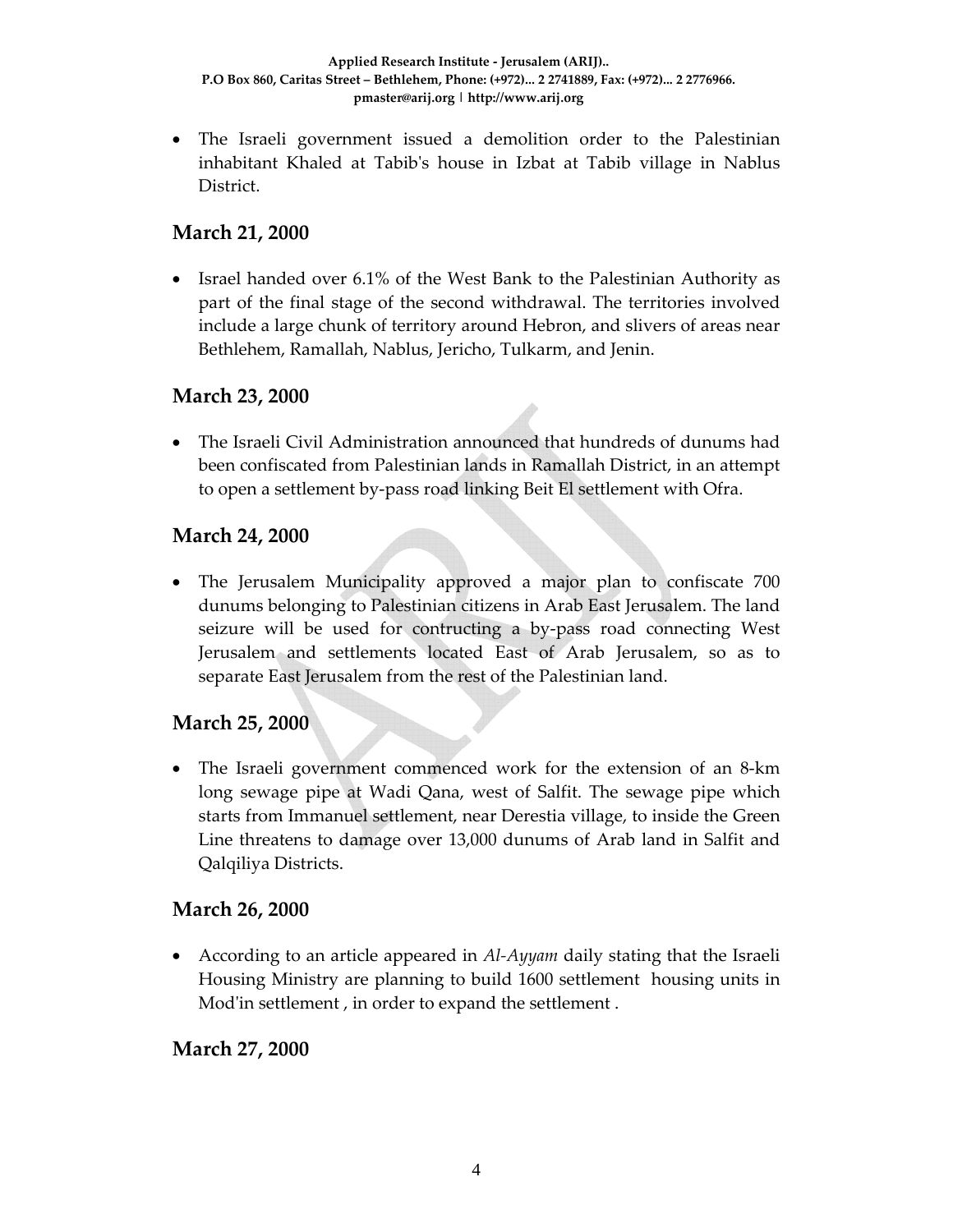- The Israeli government issued a demolition order to the Palestinian inhabitant Khaled at Tabib's house in Izbat at Tabib village in Nablus District.

## March 21, 2000

- Israel handed over 6.1% of the West Bank to the Palestinian Authority as part of the final stage of the second withdrawal. The territories involved include a large chunk of territory around Hebron, and slivers of areas near Bethlehem, Ramallah, Nablus, Jericho, Tulkarm, and Jenin.

## March 23, 2000

- The Israeli Civil Administration announced that hundreds of dunums had been confiscated from Palestinian lands in Ramallah District, in an attempt to open a settlement by-pass road linking Beit El settlement with Ofra.

## March 24, 2000

- The Jerusalem Municipality approved a major plan to confiscate 700 dunums belonging to Palestinian citizens in Arab East Jerusalem. The land seizure will be used for contructing a by-pass road connecting West Jerusalem and settlements located East of Arab Jerusalem, so as to separate East Jerusalem from the rest of the Palestinian land.

## March 25, 2000

- The Israeli government commenced work for the extension of an 8-km long sewage pipe at Wadi Qana, west of Salfit. The sewage pipe which starts from Immanuel settlement, near Derestia village, to inside the Green Line threatens to damage over 13,000 dunums of Arab land in Salfit and Qalqiliya Districts.

## March 26, 2000

- According to an article appeared in *Al-Ayyam* daily stating that the Israeli Housing Ministry are planning to build 1600 settlement housing units in Mod'in settlement , in order to expand the settlement .

## March 27, 2000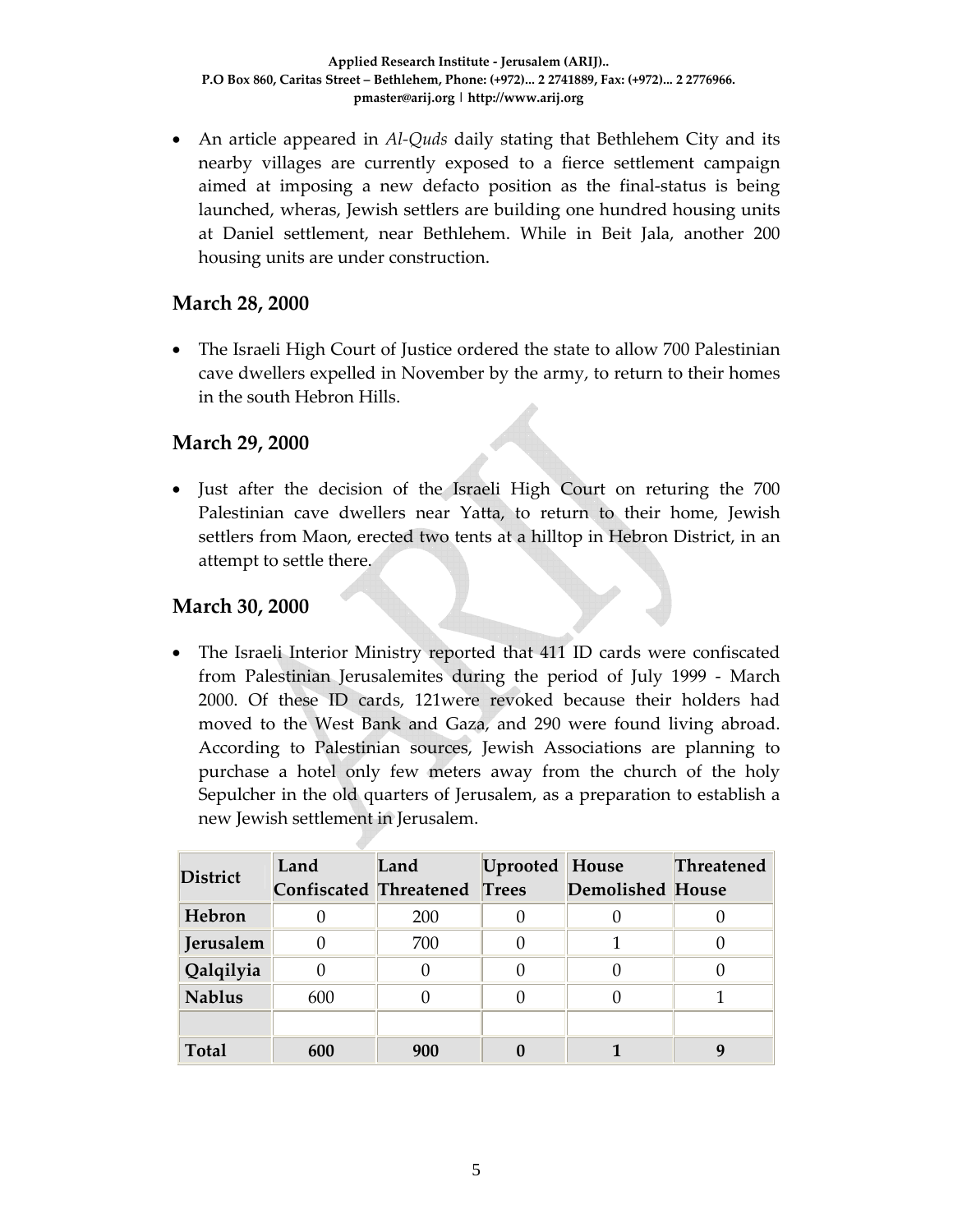- An article appeared in *Al-Quds* daily stating that Bethlehem City and its nearby villages are currently exposed to a fierce settlement campaign aimed at imposing a new defacto position as the final-status is being launched, wheras, Jewish settlers are building one hundred housing units at Daniel settlement, near Bethlehem. While in Beit Jala, another 200 housing units are under construction.

## March 28, 2000

- The Israeli High Court of Justice ordered the state to allow 700 Palestinian cave dwellers expelled in November by the army, to return to their homes in the south Hebron Hills.

## March 29, 2000

- Just after the decision of the Israeli High Court on returing the 700 Palestinian cave dwellers near Yatta, to return to their home, Jewish settlers from Maon, erected two tents at a hilltop in Hebron District, in an attempt to settle there.

## March 30, 2000

- The Israeli Interior Ministry reported that 411 ID cards were confiscated from Palestinian Jerusalemites during the period of July 1999 - March 2000. Of these ID cards, 121were revoked because their holders had moved to the West Bank and Gaza, and 290 were found living abroad. According to Palestinian sources, Jewish Associations are planning to purchase a hotel only few meters away from the church of the holy Sepulcher in the old quarters of Jerusalem, as a preparation to establish a new Jewish settlement in Jerusalem.

| District | Land Confiscated | Land Threatened | Uprooted Trees | House Demolished | Threatened House |
|---|---|---|---|---|---|
| **Hebron** | 0 | 200 | 0 | 0 | 0 |
| **Jerusalem** | 0 | 700 | 0 | 1 | 0 |
| **Qalqilyia** | 0 | 0 | 0 | 0 | 0 |
| **Nablus** | 600 | 0 | 0 | 0 | 1 |
| | | | | | |
| **Total** | **600** | **900** | **0** | **1** | **9** |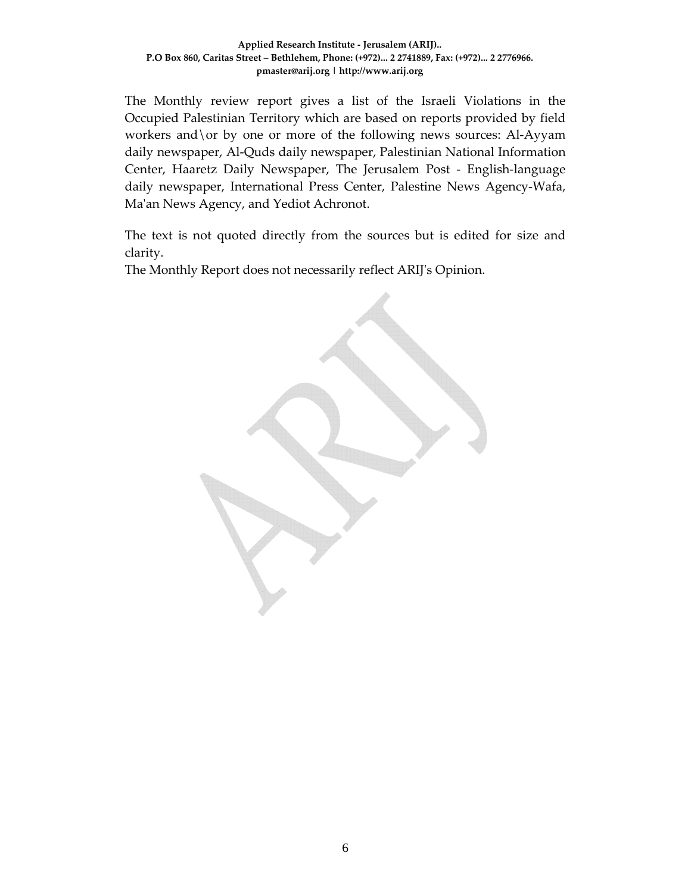The Monthly review report gives a list of the Israeli Violations in the Occupied Palestinian Territory which are based on reports provided by field workers and\or by one or more of the following news sources: Al-Ayyam daily newspaper, Al-Quds daily newspaper, Palestinian National Information Center, Haaretz Daily Newspaper, The Jerusalem Post - English-language daily newspaper, International Press Center, Palestine News Agency-Wafa, Ma'an News Agency, and Yediot Achronot.

The text is not quoted directly from the sources but is edited for size and clarity.

The Monthly Report does not necessarily reflect ARIJ's Opinion.